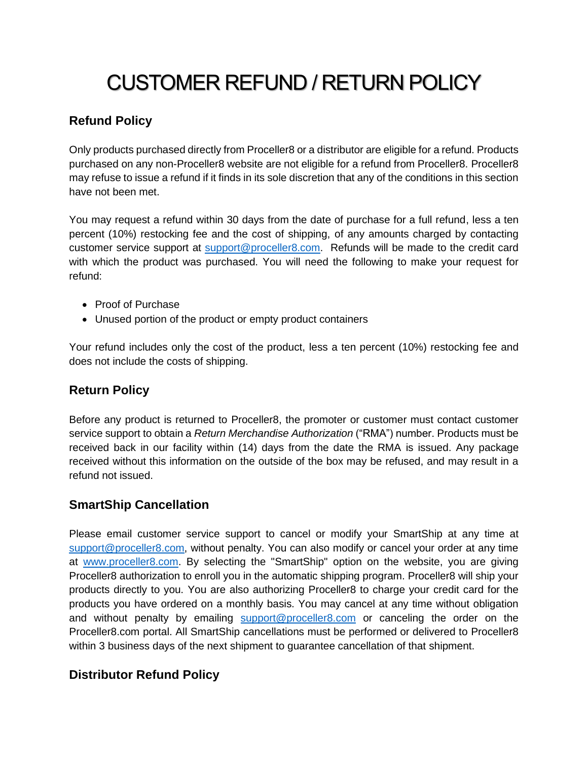# CUSTOMER REFUND / RETURN POLICY

## Refund Policy

Only products purchased directly from Proceller8 or a distributor are eligible for a refund. Products purchased on any non-Proceller8 website are not eligible for a refund from Proceller8. Proceller8 may refuse to issue a refund if it finds in its sole discretion that any of the conditions in this section have not been met.

You may request a refund within 30 days from the date of purchase for a full refund, less a ten percent (10%) restocking fee and the cost of shipping, of any amounts charged by contacting customer service support at support@proceller8.com. Refunds will be made to the credit card with which the product was purchased. You will need the following to make your request for refund:

- Proof of Purchase
- Unused portion of the product or empty product containers

Your refund includes only the cost of the product, less a ten percent (10%) restocking fee and does not include the costs of shipping.

## Return Policy

Before any product is returned to Proceller8, the promoter or customer must contact customer service support to obtain a *Return Merchandise Authorization* ("RMA") number. Products must be received back in our facility within (14) days from the date the RMA is issued. Any package received without this information on the outside of the box may be refused, and may result in a refund not issued.

## SmartShip Cancellation

Please email customer service support to cancel or modify your SmartShip at any time at support@proceller8.com, without penalty. You can also modify or cancel your order at any time at www.proceller8.com. By selecting the "SmartShip" option on the website, you are giving Proceller8 authorization to enroll you in the automatic shipping program. Proceller8 will ship your products directly to you. You are also authorizing Proceller8 to charge your credit card for the products you have ordered on a monthly basis. You may cancel at any time without obligation and without penalty by emailing support@proceller8.com or canceling the order on the Proceller8.com portal. All SmartShip cancellations must be performed or delivered to Proceller8 within 3 business days of the next shipment to guarantee cancellation of that shipment.

## Distributor Refund Policy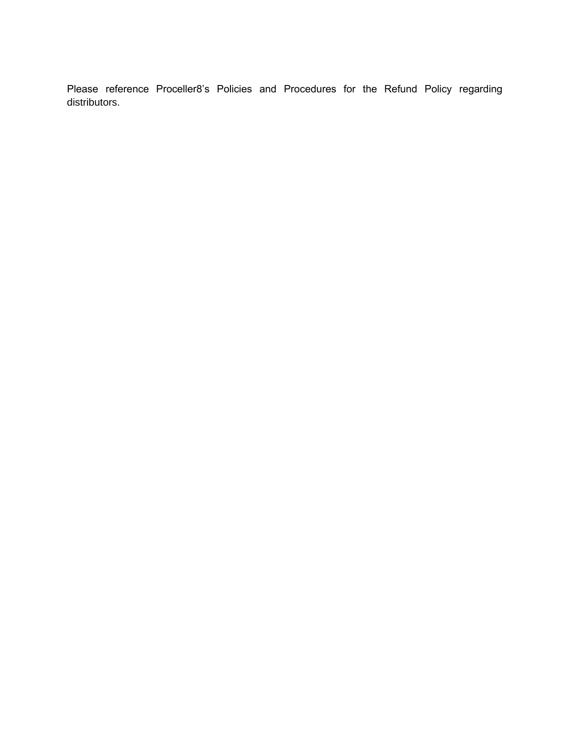Please reference Proceller8’s Policies and Procedures for the Refund Policy regarding distributors.